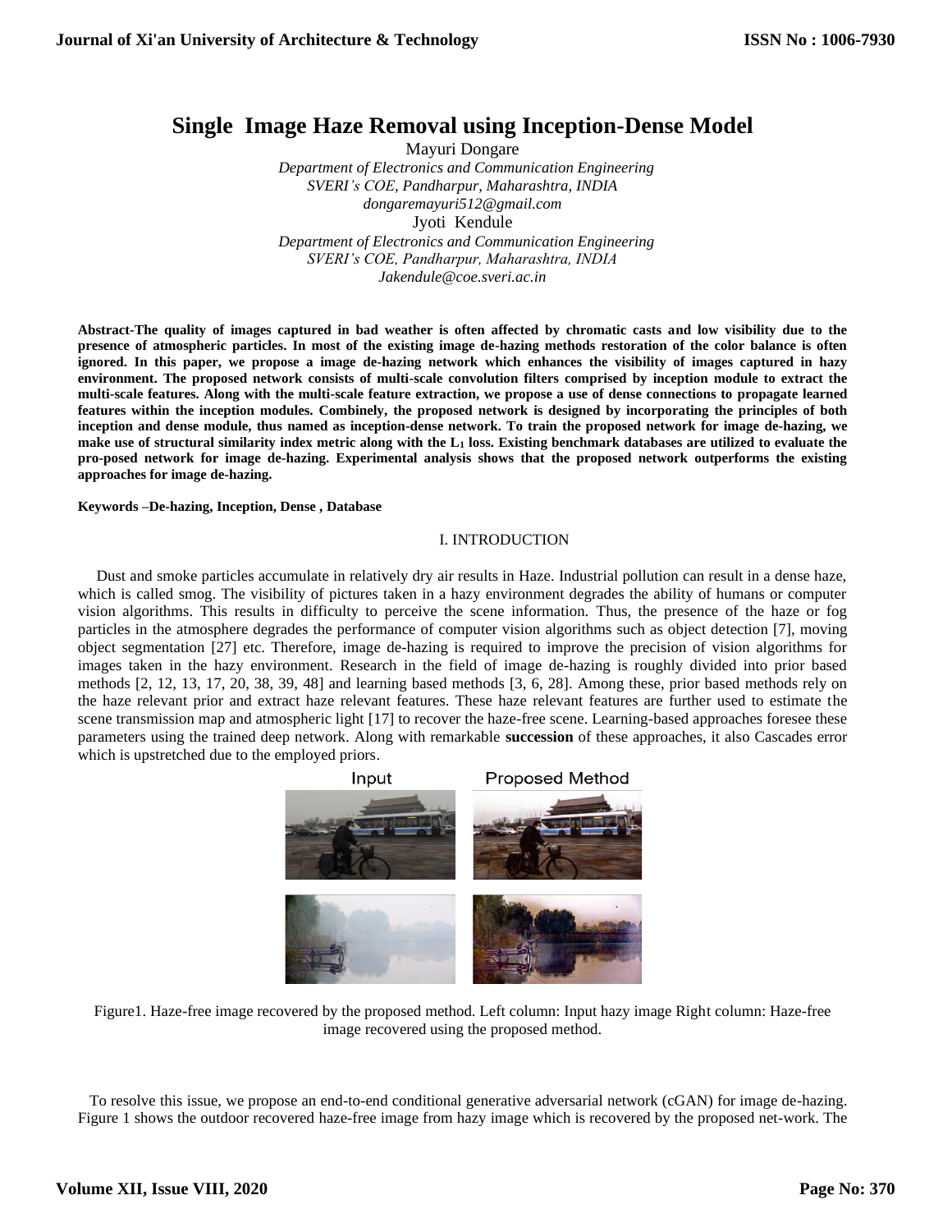# Single Image Haze Removal using Inception-Dense Model

Mayuri Dongare
*Department of Electronics and Communication Engineering*
*SVERI's COE, Pandharpur, Maharashtra, INDIA*
*dongaremayuri512@gmail.com*

Jyoti Kendule
*Department of Electronics and Communication Engineering*
*SVERI's COE, Pandharpur, Maharashtra, INDIA*
*Jakendule@coe.sveri.ac.in*

**Abstract-The quality of images captured in bad weather is often affected by chromatic casts and low visibility due to the presence of atmospheric particles. In most of the existing image de-hazing methods restoration of the color balance is often ignored. In this paper, we propose a image de-hazing network which enhances the visibility of images captured in hazy environment. The proposed network consists of multi-scale convolution filters comprised by inception module to extract the multi-scale features. Along with the multi-scale feature extraction, we propose a use of dense connections to propagate learned features within the inception modules. Combinely, the proposed network is designed by incorporating the principles of both inception and dense module, thus named as inception-dense network. To train the proposed network for image de-hazing, we make use of structural similarity index metric along with the $L_1$ loss. Existing benchmark databases are utilized to evaluate the pro-posed network for image de-hazing. Experimental analysis shows that the proposed network outperforms the existing approaches for image de-hazing.**

**Keywords –De-hazing, Inception, Dense , Database**

## I. INTRODUCTION

Dust and smoke particles accumulate in relatively dry air results in Haze. Industrial pollution can result in a dense haze, which is called smog. The visibility of pictures taken in a hazy environment degrades the ability of humans or computer vision algorithms. This results in difficulty to perceive the scene information. Thus, the presence of the haze or fog particles in the atmosphere degrades the performance of computer vision algorithms such as object detection [7], moving object segmentation [27] etc. Therefore, image de-hazing is required to improve the precision of vision algorithms for images taken in the hazy environment. Research in the field of image de-hazing is roughly divided into prior based methods [2, 12, 13, 17, 20, 38, 39, 48] and learning based methods [3, 6, 28]. Among these, prior based methods rely on the haze relevant prior and extract haze relevant features. These haze relevant features are further used to estimate the scene transmission map and atmospheric light [17] to recover the haze-free scene. Learning-based approaches foresee these parameters using the trained deep network. Along with remarkable **succession** of these approaches, it also Cascades error which is upstretched due to the employed priors.

Figure1. Haze-free image recovered by the proposed method. Left column: Input hazy image Right column: Haze-free image recovered using the proposed method.

To resolve this issue, we propose an end-to-end conditional generative adversarial network (cGAN) for image de-hazing. Figure 1 shows the outdoor recovered haze-free image from hazy image which is recovered by the proposed net-work. The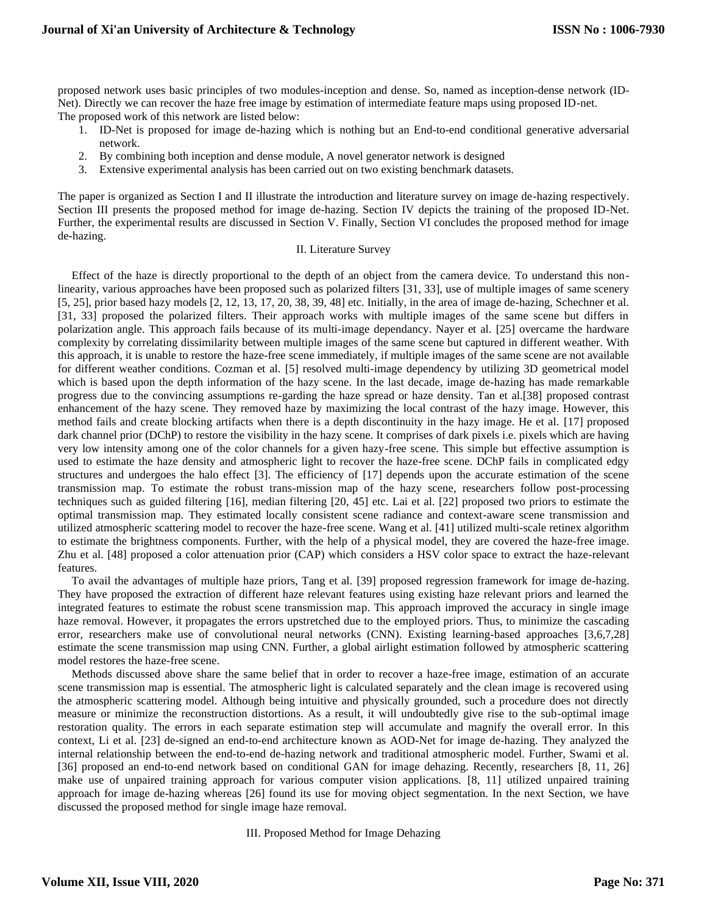proposed network uses basic principles of two modules-inception and dense. So, named as inception-dense network (ID-Net). Directly we can recover the haze free image by estimation of intermediate feature maps using proposed ID-net.
The proposed work of this network are listed below:

1. ID-Net is proposed for image de-hazing which is nothing but an End-to-end conditional generative adversarial network.
2. By combining both inception and dense module, A novel generator network is designed
3. Extensive experimental analysis has been carried out on two existing benchmark datasets.

The paper is organized as Section I and II illustrate the introduction and literature survey on image de-hazing respectively. Section III presents the proposed method for image de-hazing. Section IV depicts the training of the proposed ID-Net. Further, the experimental results are discussed in Section V. Finally, Section VI concludes the proposed method for image de-hazing.

## II. Literature Survey

Effect of the haze is directly proportional to the depth of an object from the camera device. To understand this non-linearity, various approaches have been proposed such as polarized filters [31, 33], use of multiple images of same scenery [5, 25], prior based hazy models [2, 12, 13, 17, 20, 38, 39, 48] etc. Initially, in the area of image de-hazing, Schechner et al. [31, 33] proposed the polarized filters. Their approach works with multiple images of the same scene but differs in polarization angle. This approach fails because of its multi-image dependancy. Nayer et al. [25] overcame the hardware complexity by correlating dissimilarity between multiple images of the same scene but captured in different weather. With this approach, it is unable to restore the haze-free scene immediately, if multiple images of the same scene are not available for different weather conditions. Cozman et al. [5] resolved multi-image dependency by utilizing 3D geometrical model which is based upon the depth information of the hazy scene. In the last decade, image de-hazing has made remarkable progress due to the convincing assumptions re-garding the haze spread or haze density. Tan et al.[38] proposed contrast enhancement of the hazy scene. They removed haze by maximizing the local contrast of the hazy image. However, this method fails and create blocking artifacts when there is a depth discontinuity in the hazy image. He et al. [17] proposed dark channel prior (DChP) to restore the visibility in the hazy scene. It comprises of dark pixels i.e. pixels which are having very low intensity among one of the color channels for a given hazy-free scene. This simple but effective assumption is used to estimate the haze density and atmospheric light to recover the haze-free scene. DChP fails in complicated edgy structures and undergoes the halo effect [3]. The efficiency of [17] depends upon the accurate estimation of the scene transmission map. To estimate the robust trans-mission map of the hazy scene, researchers follow post-processing techniques such as guided filtering [16], median filtering [20, 45] etc. Lai et al. [22] proposed two priors to estimate the optimal transmission map. They estimated locally consistent scene radiance and context-aware scene transmission and utilized atmospheric scattering model to recover the haze-free scene. Wang et al. [41] utilized multi-scale retinex algorithm to estimate the brightness components. Further, with the help of a physical model, they are covered the haze-free image. Zhu et al. [48] proposed a color attenuation prior (CAP) which considers a HSV color space to extract the haze-relevant features.

To avail the advantages of multiple haze priors, Tang et al. [39] proposed regression framework for image de-hazing. They have proposed the extraction of different haze relevant features using existing haze relevant priors and learned the integrated features to estimate the robust scene transmission map. This approach improved the accuracy in single image haze removal. However, it propagates the errors upstretched due to the employed priors. Thus, to minimize the cascading error, researchers make use of convolutional neural networks (CNN). Existing learning-based approaches [3,6,7,28] estimate the scene transmission map using CNN. Further, a global airlight estimation followed by atmospheric scattering model restores the haze-free scene.

Methods discussed above share the same belief that in order to recover a haze-free image, estimation of an accurate scene transmission map is essential. The atmospheric light is calculated separately and the clean image is recovered using the atmospheric scattering model. Although being intuitive and physically grounded, such a procedure does not directly measure or minimize the reconstruction distortions. As a result, it will undoubtedly give rise to the sub-optimal image restoration quality. The errors in each separate estimation step will accumulate and magnify the overall error. In this context, Li et al. [23] de-signed an end-to-end architecture known as AOD-Net for image de-hazing. They analyzed the internal relationship between the end-to-end de-hazing network and traditional atmospheric model. Further, Swami et al. [36] proposed an end-to-end network based on conditional GAN for image dehazing. Recently, researchers [8, 11, 26] make use of unpaired training approach for various computer vision applications. [8, 11] utilized unpaired training approach for image de-hazing whereas [26] found its use for moving object segmentation. In the next Section, we have discussed the proposed method for single image haze removal.

## III. Proposed Method for Image Dehazing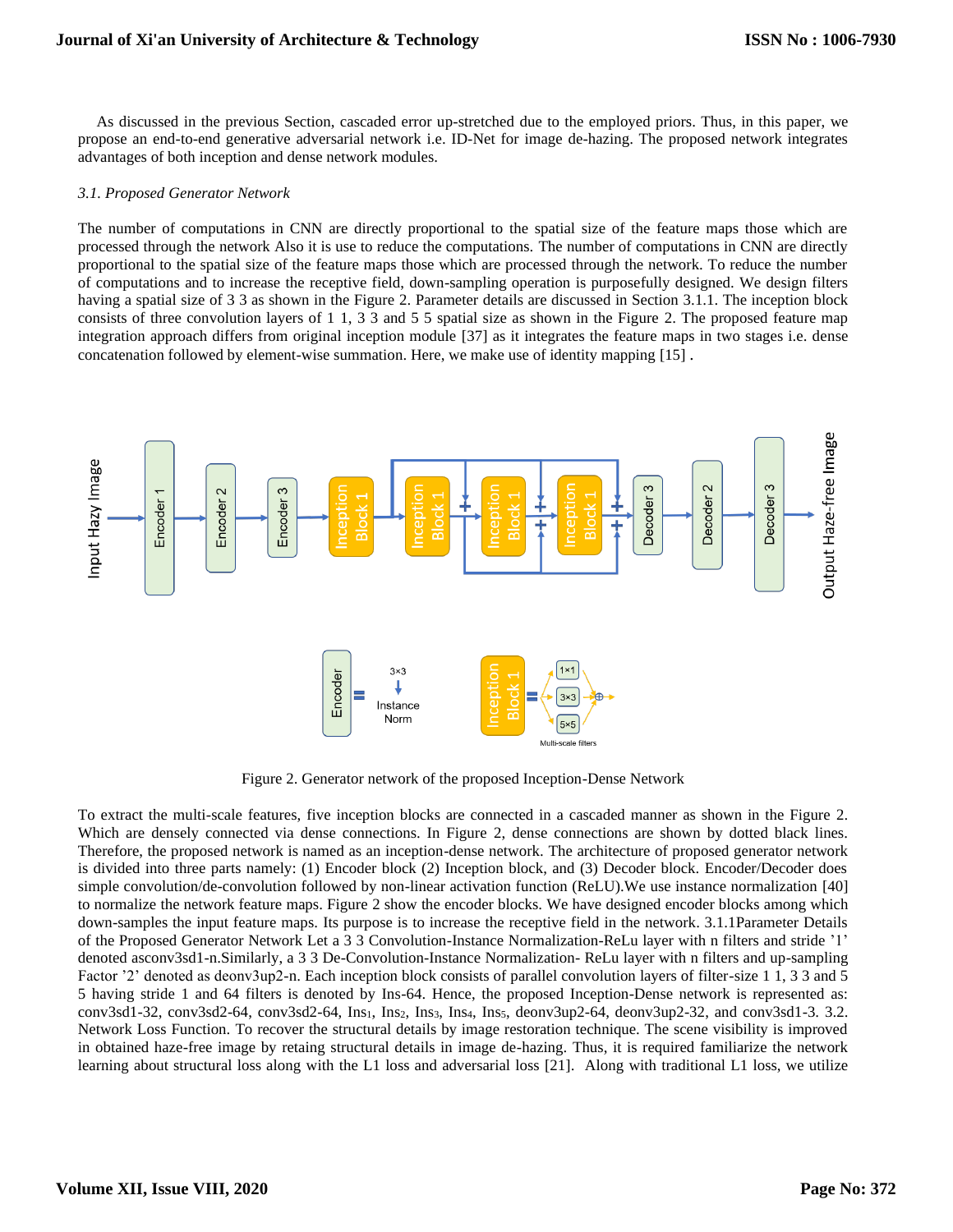As discussed in the previous Section, cascaded error up-stretched due to the employed priors. Thus, in this paper, we propose an end-to-end generative adversarial network i.e. ID-Net for image de-hazing. The proposed network integrates advantages of both inception and dense network modules.

*3.1. Proposed Generator Network*

The number of computations in CNN are directly proportional to the spatial size of the feature maps those which are processed through the network Also it is use to reduce the computations. The number of computations in CNN are directly proportional to the spatial size of the feature maps those which are processed through the network. To reduce the number of computations and to increase the receptive field, down-sampling operation is purposefully designed. We design filters having a spatial size of 3 3 as shown in the Figure 2. Parameter details are discussed in Section 3.1.1. The inception block consists of three convolution layers of 1 1, 3 3 and 5 5 spatial size as shown in the Figure 2. The proposed feature map integration approach differs from original inception module [37] as it integrates the feature maps in two stages i.e. dense concatenation followed by element-wise summation. Here, we make use of identity mapping [15] .

Figure 2. Generator network of the proposed Inception-Dense Network

To extract the multi-scale features, five inception blocks are connected in a cascaded manner as shown in the Figure 2. Which are densely connected via dense connections. In Figure 2, dense connections are shown by dotted black lines. Therefore, the proposed network is named as an inception-dense network. The architecture of proposed generator network is divided into three parts namely: (1) Encoder block (2) Inception block, and (3) Decoder block. Encoder/Decoder does simple convolution/de-convolution followed by non-linear activation function (ReLU).We use instance normalization [40] to normalize the network feature maps. Figure 2 show the encoder blocks. We have designed encoder blocks among which down-samples the input feature maps. Its purpose is to increase the receptive field in the network. 3.1.1Parameter Details of the Proposed Generator Network Let a 3 3 Convolution-Instance Normalization-ReLu layer with n filters and stride '1' denoted asconv3sd1-n.Similarly, a 3 3 De-Convolution-Instance Normalization- ReLu layer with n filters and up-sampling Factor '2' denoted as deonv3up2-n. Each inception block consists of parallel convolution layers of filter-size 1 1, 3 3 and 5 5 having stride 1 and 64 filters is denoted by Ins-64. Hence, the proposed Inception-Dense network is represented as: conv3sd1-32, conv3sd2-64, conv3sd2-64, $Ins_1$, $Ins_2$, $Ins_3$, $Ins_4$, $Ins_5$, deonv3up2-64, deonv3up2-32, and conv3sd1-3. 3.2. Network Loss Function. To recover the structural details by image restoration technique. The scene visibility is improved in obtained haze-free image by retaing structural details in image de-hazing. Thus, it is required familiarize the network learning about structural loss along with the L1 loss and adversarial loss [21]. Along with traditional L1 loss, we utilize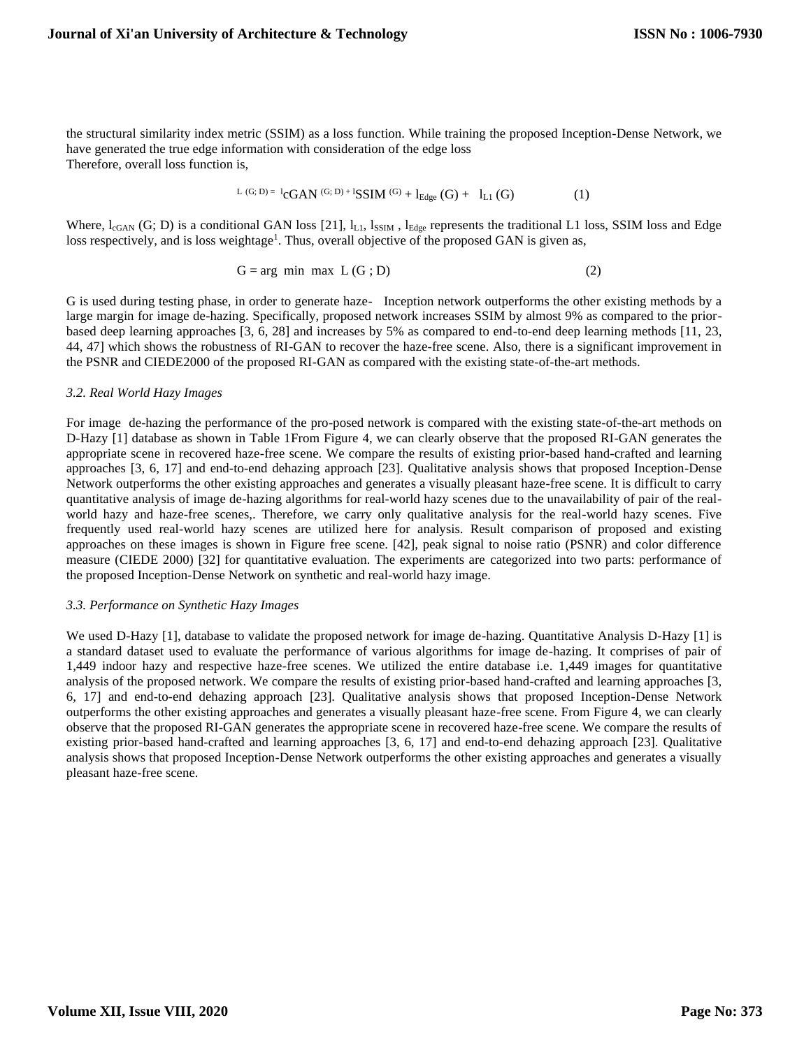the structural similarity index metric (SSIM) as a loss function. While training the proposed Inception-Dense Network, we have generated the true edge information with consideration of the edge loss

Therefore, overall loss function is,

$$L_{(G;D)} = l_{cGAN}(G;D) + l_{SSIM}(G) + l_{Edge}(G) + l_{L1}(G) \quad (1)$$

Where, $l_{cGAN}$ (G; D) is a conditional GAN loss [21], $l_{L1}$, $l_{SSIM}$ , $l_{Edge}$ represents the traditional L1 loss, SSIM loss and Edge loss respectively, and is loss weightage[1]. Thus, overall objective of the proposed GAN is given as,

$$G = \arg\ \min\ \max\ L(G;D) \quad (2)$$

G is used during testing phase, in order to generate haze- Inception network outperforms the other existing methods by a large margin for image de-hazing. Specifically, proposed network increases SSIM by almost 9% as compared to the prior-based deep learning approaches [3, 6, 28] and increases by 5% as compared to end-to-end deep learning methods [11, 23, 44, 47] which shows the robustness of RI-GAN to recover the haze-free scene. Also, there is a significant improvement in the PSNR and CIEDE2000 of the proposed RI-GAN as compared with the existing state-of-the-art methods.

### *3.2. Real World Hazy Images*

For image de-hazing the performance of the pro-posed network is compared with the existing state-of-the-art methods on D-Hazy [1] database as shown in Table 1From Figure 4, we can clearly observe that the proposed RI-GAN generates the appropriate scene in recovered haze-free scene. We compare the results of existing prior-based hand-crafted and learning approaches [3, 6, 17] and end-to-end dehazing approach [23]. Qualitative analysis shows that proposed Inception-Dense Network outperforms the other existing approaches and generates a visually pleasant haze-free scene. It is difficult to carry quantitative analysis of image de-hazing algorithms for real-world hazy scenes due to the unavailability of pair of the real-world hazy and haze-free scenes,. Therefore, we carry only qualitative analysis for the real-world hazy scenes. Five frequently used real-world hazy scenes are utilized here for analysis. Result comparison of proposed and existing approaches on these images is shown in Figure free scene. [42], peak signal to noise ratio (PSNR) and color difference measure (CIEDE 2000) [32] for quantitative evaluation. The experiments are categorized into two parts: performance of the proposed Inception-Dense Network on synthetic and real-world hazy image.

### *3.3. Performance on Synthetic Hazy Images*

We used D-Hazy [1], database to validate the proposed network for image de-hazing. Quantitative Analysis D-Hazy [1] is a standard dataset used to evaluate the performance of various algorithms for image de-hazing. It comprises of pair of 1,449 indoor hazy and respective haze-free scenes. We utilized the entire database i.e. 1,449 images for quantitative analysis of the proposed network. We compare the results of existing prior-based hand-crafted and learning approaches [3, 6, 17] and end-to-end dehazing approach [23]. Qualitative analysis shows that proposed Inception-Dense Network outperforms the other existing approaches and generates a visually pleasant haze-free scene. From Figure 4, we can clearly observe that the proposed RI-GAN generates the appropriate scene in recovered haze-free scene. We compare the results of existing prior-based hand-crafted and learning approaches [3, 6, 17] and end-to-end dehazing approach [23]. Qualitative analysis shows that proposed Inception-Dense Network outperforms the other existing approaches and generates a visually pleasant haze-free scene.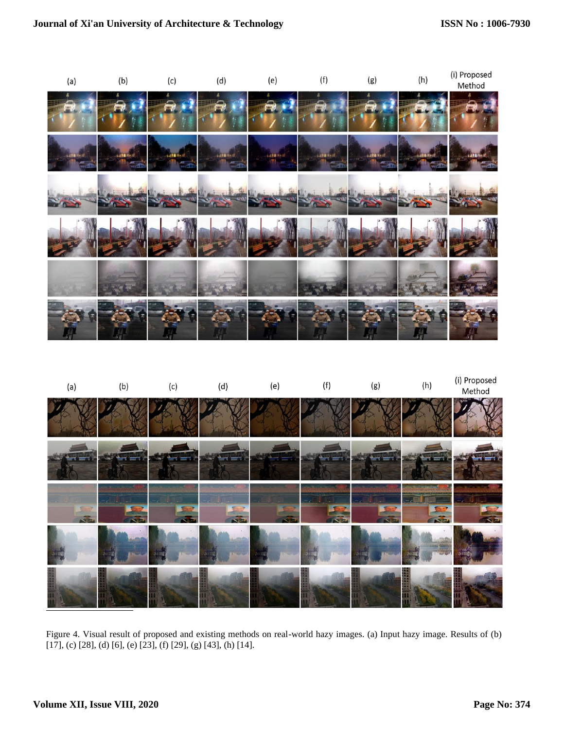Figure 4. Visual result of proposed and existing methods on real-world hazy images. (a) Input hazy image. Results of (b) [17], (c) [28], (d) [6], (e) [23], (f) [29], (g) [43], (h) [14].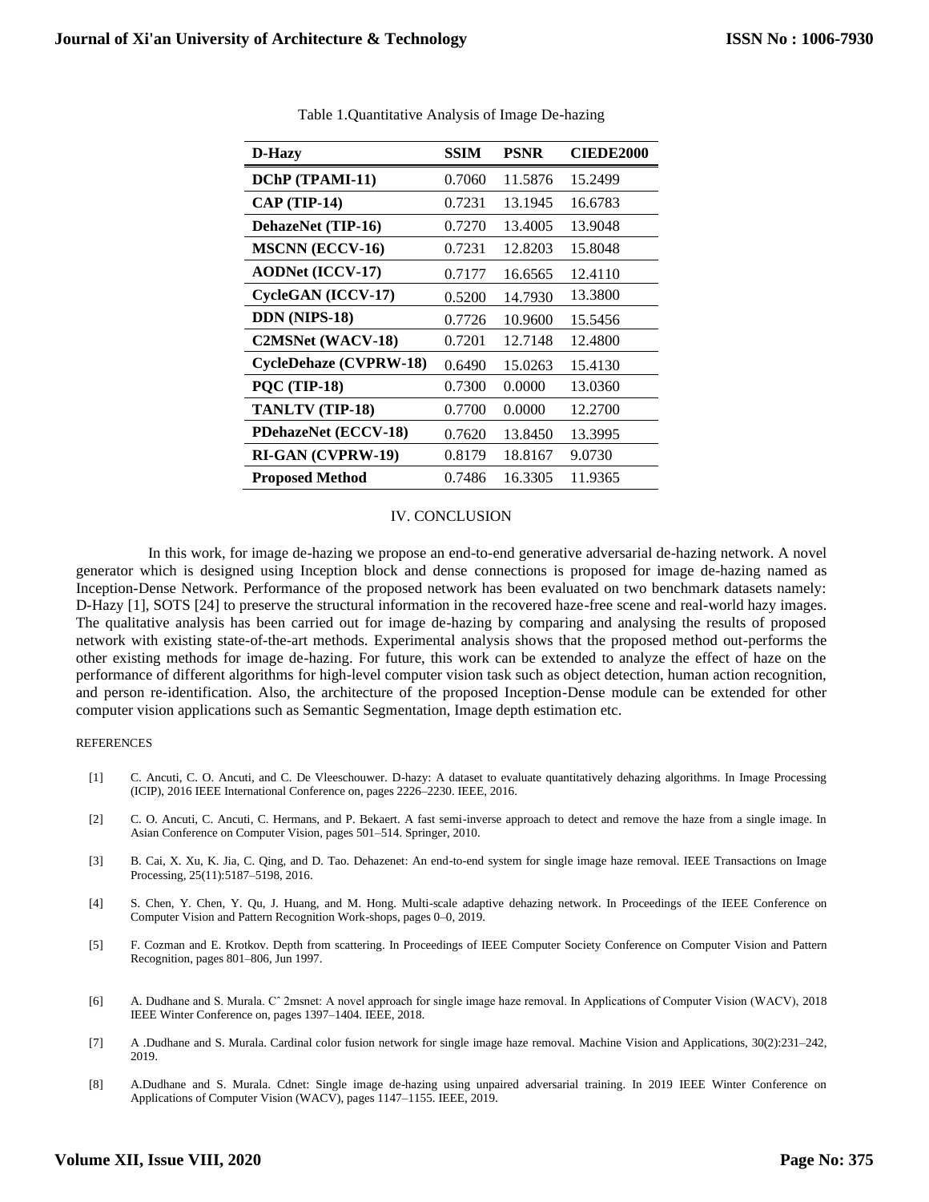Table 1.Quantitative Analysis of Image De-hazing

| D-Hazy | SSIM | PSNR | CIEDE2000 |
|---|---|---|---|
| **DChP (TPAMI-11)** | 0.7060 | 11.5876 | 15.2499 |
| **CAP (TIP-14)** | 0.7231 | 13.1945 | 16.6783 |
| **DehazeNet (TIP-16)** | 0.7270 | 13.4005 | 13.9048 |
| **MSCNN (ECCV-16)** | 0.7231 | 12.8203 | 15.8048 |
| **AODNet (ICCV-17)** | 0.7177 | 16.6565 | 12.4110 |
| **CycleGAN (ICCV-17)** | 0.5200 | 14.7930 | 13.3800 |
| **DDN (NIPS-18)** | 0.7726 | 10.9600 | 15.5456 |
| **C2MSNet (WACV-18)** | 0.7201 | 12.7148 | 12.4800 |
| **CycleDehaze (CVPRW-18)** | 0.6490 | 15.0263 | 15.4130 |
| **PQC (TIP-18)** | 0.7300 | 0.0000 | 13.0360 |
| **TANLTV (TIP-18)** | 0.7700 | 0.0000 | 12.2700 |
| **PDehazeNet (ECCV-18)** | 0.7620 | 13.8450 | 13.3995 |
| **RI-GAN (CVPRW-19)** | 0.8179 | 18.8167 | 9.0730 |
| **Proposed Method** | 0.7486 | 16.3305 | 11.9365 |

## IV. CONCLUSION

In this work, for image de-hazing we propose an end-to-end generative adversarial de-hazing network. A novel generator which is designed using Inception block and dense connections is proposed for image de-hazing named as Inception-Dense Network. Performance of the proposed network has been evaluated on two benchmark datasets namely: D-Hazy [1], SOTS [24] to preserve the structural information in the recovered haze-free scene and real-world hazy images. The qualitative analysis has been carried out for image de-hazing by comparing and analysing the results of proposed network with existing state-of-the-art methods. Experimental analysis shows that the proposed method out-performs the other existing methods for image de-hazing. For future, this work can be extended to analyze the effect of haze on the performance of different algorithms for high-level computer vision task such as object detection, human action recognition, and person re-identification. Also, the architecture of the proposed Inception-Dense module can be extended for other computer vision applications such as Semantic Segmentation, Image depth estimation etc.

REFERENCES

[1] C. Ancuti, C. O. Ancuti, and C. De Vleeschouwer. D-hazy: A dataset to evaluate quantitatively dehazing algorithms. In Image Processing (ICIP), 2016 IEEE International Conference on, pages 2226–2230. IEEE, 2016.

[2] C. O. Ancuti, C. Ancuti, C. Hermans, and P. Bekaert. A fast semi-inverse approach to detect and remove the haze from a single image. In Asian Conference on Computer Vision, pages 501–514. Springer, 2010.

[3] B. Cai, X. Xu, K. Jia, C. Qing, and D. Tao. Dehazenet: An end-to-end system for single image haze removal. IEEE Transactions on Image Processing, 25(11):5187–5198, 2016.

[4] S. Chen, Y. Chen, Y. Qu, J. Huang, and M. Hong. Multi-scale adaptive dehazing network. In Proceedings of the IEEE Conference on Computer Vision and Pattern Recognition Work-shops, pages 0–0, 2019.

[5] F. Cozman and E. Krotkov. Depth from scattering. In Proceedings of IEEE Computer Society Conference on Computer Vision and Pattern Recognition, pages 801–806, Jun 1997.

[6] A. Dudhane and S. Murala. Cˆ 2msnet: A novel approach for single image haze removal. In Applications of Computer Vision (WACV), 2018 IEEE Winter Conference on, pages 1397–1404. IEEE, 2018.

[7] A .Dudhane and S. Murala. Cardinal color fusion network for single image haze removal. Machine Vision and Applications, 30(2):231–242, 2019.

[8] A.Dudhane and S. Murala. Cdnet: Single image de-hazing using unpaired adversarial training. In 2019 IEEE Winter Conference on Applications of Computer Vision (WACV), pages 1147–1155. IEEE, 2019.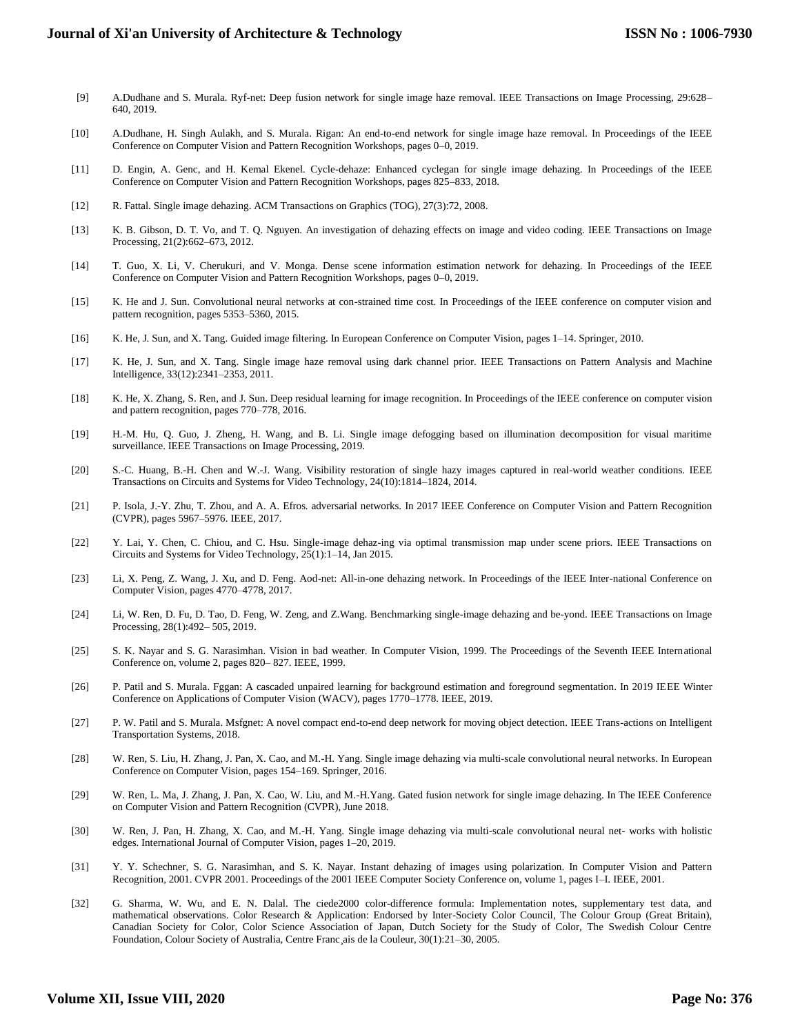[9] A.Dudhane and S. Murala. Ryf-net: Deep fusion network for single image haze removal. IEEE Transactions on Image Processing, 29:628–640, 2019.

[10] A.Dudhane, H. Singh Aulakh, and S. Murala. Rigan: An end-to-end network for single image haze removal. In Proceedings of the IEEE Conference on Computer Vision and Pattern Recognition Workshops, pages 0–0, 2019.

[11] D. Engin, A. Genc, and H. Kemal Ekenel. Cycle-dehaze: Enhanced cyclegan for single image dehazing. In Proceedings of the IEEE Conference on Computer Vision and Pattern Recognition Workshops, pages 825–833, 2018.

[12] R. Fattal. Single image dehazing. ACM Transactions on Graphics (TOG), 27(3):72, 2008.

[13] K. B. Gibson, D. T. Vo, and T. Q. Nguyen. An investigation of dehazing effects on image and video coding. IEEE Transactions on Image Processing, 21(2):662–673, 2012.

[14] T. Guo, X. Li, V. Cherukuri, and V. Monga. Dense scene information estimation network for dehazing. In Proceedings of the IEEE Conference on Computer Vision and Pattern Recognition Workshops, pages 0–0, 2019.

[15] K. He and J. Sun. Convolutional neural networks at con-strained time cost. In Proceedings of the IEEE conference on computer vision and pattern recognition, pages 5353–5360, 2015.

[16] K. He, J. Sun, and X. Tang. Guided image filtering. In European Conference on Computer Vision, pages 1–14. Springer, 2010.

[17] K. He, J. Sun, and X. Tang. Single image haze removal using dark channel prior. IEEE Transactions on Pattern Analysis and Machine Intelligence, 33(12):2341–2353, 2011.

[18] K. He, X. Zhang, S. Ren, and J. Sun. Deep residual learning for image recognition. In Proceedings of the IEEE conference on computer vision and pattern recognition, pages 770–778, 2016.

[19] H.-M. Hu, Q. Guo, J. Zheng, H. Wang, and B. Li. Single image defogging based on illumination decomposition for visual maritime surveillance. IEEE Transactions on Image Processing, 2019.

[20] S.-C. Huang, B.-H. Chen and W.-J. Wang. Visibility restoration of single hazy images captured in real-world weather conditions. IEEE Transactions on Circuits and Systems for Video Technology, 24(10):1814–1824, 2014.

[21] P. Isola, J.-Y. Zhu, T. Zhou, and A. A. Efros. adversarial networks. In 2017 IEEE Conference on Computer Vision and Pattern Recognition (CVPR), pages 5967–5976. IEEE, 2017.

[22] Y. Lai, Y. Chen, C. Chiou, and C. Hsu. Single-image dehaz-ing via optimal transmission map under scene priors. IEEE Transactions on Circuits and Systems for Video Technology, 25(1):1–14, Jan 2015.

[23] Li, X. Peng, Z. Wang, J. Xu, and D. Feng. Aod-net: All-in-one dehazing network. In Proceedings of the IEEE Inter-national Conference on Computer Vision, pages 4770–4778, 2017.

[24] Li, W. Ren, D. Fu, D. Tao, D. Feng, W. Zeng, and Z.Wang. Benchmarking single-image dehazing and be-yond. IEEE Transactions on Image Processing, 28(1):492– 505, 2019.

[25] S. K. Nayar and S. G. Narasimhan. Vision in bad weather. In Computer Vision, 1999. The Proceedings of the Seventh IEEE International Conference on, volume 2, pages 820– 827. IEEE, 1999.

[26] P. Patil and S. Murala. Fggan: A cascaded unpaired learning for background estimation and foreground segmentation. In 2019 IEEE Winter Conference on Applications of Computer Vision (WACV), pages 1770–1778. IEEE, 2019.

[27] P. W. Patil and S. Murala. Msfgnet: A novel compact end-to-end deep network for moving object detection. IEEE Trans-actions on Intelligent Transportation Systems, 2018.

[28] W. Ren, S. Liu, H. Zhang, J. Pan, X. Cao, and M.-H. Yang. Single image dehazing via multi-scale convolutional neural networks. In European Conference on Computer Vision, pages 154–169. Springer, 2016.

[29] W. Ren, L. Ma, J. Zhang, J. Pan, X. Cao, W. Liu, and M.-H.Yang. Gated fusion network for single image dehazing. In The IEEE Conference on Computer Vision and Pattern Recognition (CVPR), June 2018.

[30] W. Ren, J. Pan, H. Zhang, X. Cao, and M.-H. Yang. Single image dehazing via multi-scale convolutional neural net- works with holistic edges. International Journal of Computer Vision, pages 1–20, 2019.

[31] Y. Y. Schechner, S. G. Narasimhan, and S. K. Nayar. Instant dehazing of images using polarization. In Computer Vision and Pattern Recognition, 2001. CVPR 2001. Proceedings of the 2001 IEEE Computer Society Conference on, volume 1, pages I–I. IEEE, 2001.

[32] G. Sharma, W. Wu, and E. N. Dalal. The ciede2000 color-difference formula: Implementation notes, supplementary test data, and mathematical observations. Color Research & Application: Endorsed by Inter-Society Colour Council, The Colour Group (Great Britain), Canadian Society for Color, Color Science Association of Japan, Dutch Society for the Study of Color, The Swedish Colour Centre Foundation, Colour Society of Australia, Centre Franc¸ais de la Couleur, 30(1):21–30, 2005.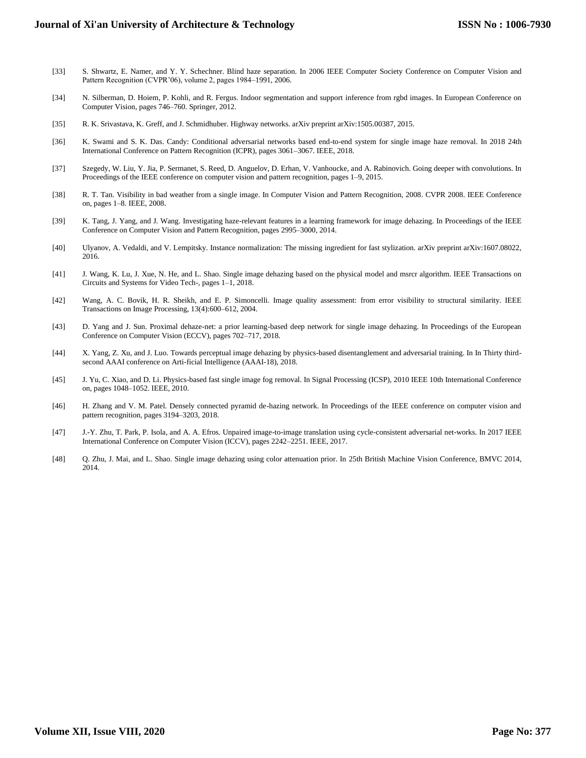[33] S. Shwartz, E. Namer, and Y. Y. Schechner. Blind haze separation. In 2006 IEEE Computer Society Conference on Computer Vision and Pattern Recognition (CVPR'06), volume 2, pages 1984–1991, 2006.

[34] N. Silberman, D. Hoiem, P. Kohli, and R. Fergus. Indoor segmentation and support inference from rgbd images. In European Conference on Computer Vision, pages 746–760. Springer, 2012.

[35] R. K. Srivastava, K. Greff, and J. Schmidhuber. Highway networks. arXiv preprint arXiv:1505.00387, 2015.

[36] K. Swami and S. K. Das. Candy: Conditional adversarial networks based end-to-end system for single image haze removal. In 2018 24th International Conference on Pattern Recognition (ICPR), pages 3061–3067. IEEE, 2018.

[37] Szegedy, W. Liu, Y. Jia, P. Sermanet, S. Reed, D. Anguelov, D. Erhan, V. Vanhoucke, and A. Rabinovich. Going deeper with convolutions. In Proceedings of the IEEE conference on computer vision and pattern recognition, pages 1–9, 2015.

[38] R. T. Tan. Visibility in bad weather from a single image. In Computer Vision and Pattern Recognition, 2008. CVPR 2008. IEEE Conference on, pages 1–8. IEEE, 2008.

[39] K. Tang, J. Yang, and J. Wang. Investigating haze-relevant features in a learning framework for image dehazing. In Proceedings of the IEEE Conference on Computer Vision and Pattern Recognition, pages 2995–3000, 2014.

[40] Ulyanov, A. Vedaldi, and V. Lempitsky. Instance normalization: The missing ingredient for fast stylization. arXiv preprint arXiv:1607.08022, 2016.

[41] J. Wang, K. Lu, J. Xue, N. He, and L. Shao. Single image dehazing based on the physical model and msrcr algorithm. IEEE Transactions on Circuits and Systems for Video Tech-, pages 1–1, 2018.

[42] Wang, A. C. Bovik, H. R. Sheikh, and E. P. Simoncelli. Image quality assessment: from error visibility to structural similarity. IEEE Transactions on Image Processing, 13(4):600–612, 2004.

[43] D. Yang and J. Sun. Proximal dehaze-net: a prior learning-based deep network for single image dehazing. In Proceedings of the European Conference on Computer Vision (ECCV), pages 702–717, 2018.

[44] X. Yang, Z. Xu, and J. Luo. Towards perceptual image dehazing by physics-based disentanglement and adversarial training. In In Thirty third-second AAAI conference on Arti-ficial Intelligence (AAAI-18), 2018.

[45] J. Yu, C. Xiao, and D. Li. Physics-based fast single image fog removal. In Signal Processing (ICSP), 2010 IEEE 10th International Conference on, pages 1048–1052. IEEE, 2010.

[46] H. Zhang and V. M. Patel. Densely connected pyramid de-hazing network. In Proceedings of the IEEE conference on computer vision and pattern recognition, pages 3194–3203, 2018.

[47] J.-Y. Zhu, T. Park, P. Isola, and A. A. Efros. Unpaired image-to-image translation using cycle-consistent adversarial net-works. In 2017 IEEE International Conference on Computer Vision (ICCV), pages 2242–2251. IEEE, 2017.

[48] Q. Zhu, J. Mai, and L. Shao. Single image dehazing using color attenuation prior. In 25th British Machine Vision Conference, BMVC 2014, 2014.